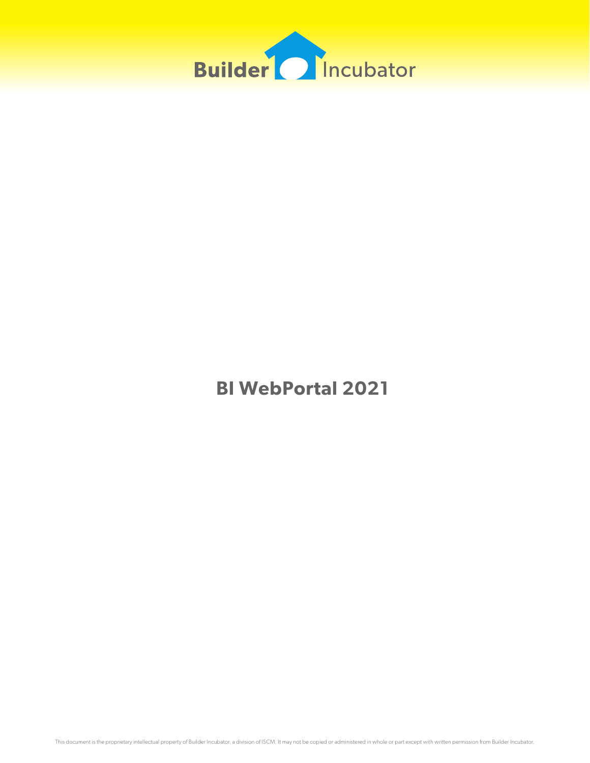Builder Incubator

# BI WebPortal 2021

This document is the proprietary intellectual property of Builder Incubator, a division of ISCM. It may not be copied or administered in whole or part except with written permission from Builder Incubator.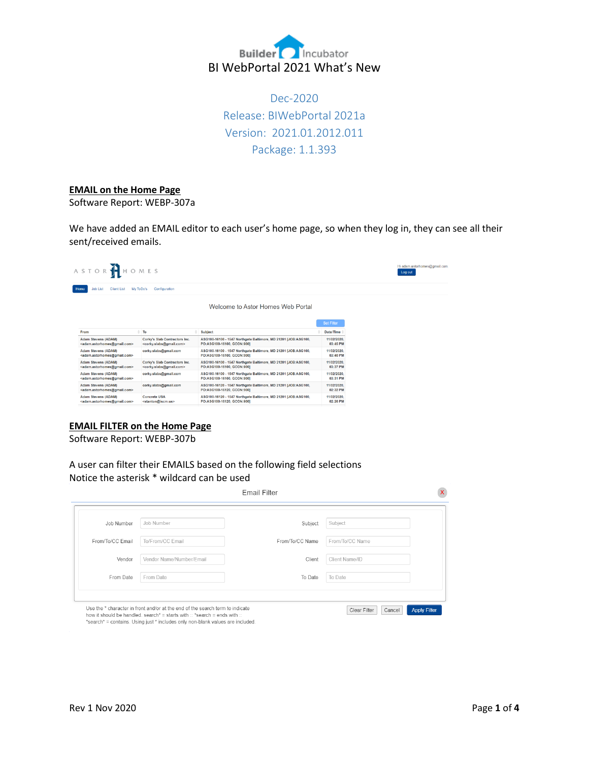Builder Incubator

# BI WebPortal 2021 What's New

Dec-2020

Release: BIWebPortal 2021a

Version: 2021.01.2012.011

Package: 1.1.393

## EMAIL on the Home Page

Software Report: WEBP-307a

We have added an EMAIL editor to each user's home page, so when they log in, they can see all their sent/received emails.

ASTOR HOMES

Hi adam.astorhomes@gmail.com

Log out

Home | Job List | Client List | My ToDo's | Configuration

Welcome to Astor Homes Web Portal

Set Filter

| From | To | Subject | Date/Time |
|---|---|---|---|
| Adam Stevens (ADAM) <adam.astorhomes@gmail.com> | Corky's Slab Contractors Inc. <corky.slabs@gmail.com> | ASG100-16100 - 1547 Northgate Baltimore, MD 21201 [JOB:ASG100, PO:ASG100-16100, GCON:900] | 11/02/2020, 03:45 PM |
| Adam Stevens (ADAM) <adam.astorhomes@gmail.com> | corky.slabs@gmail.com | ASG100-16100 - 1547 Northgate Baltimore, MD 21201 [JOB:ASG100, PO:ASG100-16100, GCON:900] | 11/02/2020, 03:40 PM |
| Adam Stevens (ADAM) <adam.astorhomes@gmail.com> | Corky's Slab Contractors Inc. <corky.slabs@gmail.com> | ASG100-16100 - 1547 Northgate Baltimore, MD 21201 [JOB:ASG100, PO:ASG100-16100, GCON:900] | 11/02/2020, 03:37 PM |
| Adam Stevens (ADAM) <adam.astorhomes@gmail.com> | corky.slabs@gmail.com | ASG100-16100 - 1547 Northgate Baltimore, MD 21201 [JOB:ASG100, PO:ASG100-16100, GCON:900] | 11/02/2020, 03:31 PM |
| Adam Stevens (ADAM) <adam.astorhomes@gmail.com> | corky.slabs@gmail.com | ASG100-16120 - 1547 Northgate Baltimore, MD 21201 [JOB:ASG100, PO:ASG100-16120, GCON:900] | 11/02/2020, 02:32 PM |
| Adam Stevens (ADAM) <adam.astorhomes@gmail.com> | Concrete USA <stanton@iscm.us> | ASG100-16120 - 1547 Northgate Baltimore, MD 21201 [JOB:ASG100, PO:ASG100-16120, GCON:900] | 11/02/2020, 02:26 PM |

## EMAIL FILTER on the Home Page

Software Report: WEBP-307b

A user can filter their EMAILS based on the following field selections
Notice the asterisk * wildcard can be used

Email Filter

| Field | Placeholder | Field | Placeholder |
|---|---|---|---|
| Job Number | Job Number | Subject | Subject |
| From/To/CC Email | To/From/CC Email | From/To/CC Name | From/To/CC Name |
| Vendor | Vendor Name/Number/Email | Client | Client Name/ID |
| From Date | From Date | To Date | To Date |

Use the * character in front and/or at the end of the search term to indicate how it should be handled. search* = starts with :: *search = ends with :: *search* = contains. Using just * includes only non-blank values are included.

Clear Filter | Cancel | Apply Filter

Rev 1 Nov 2020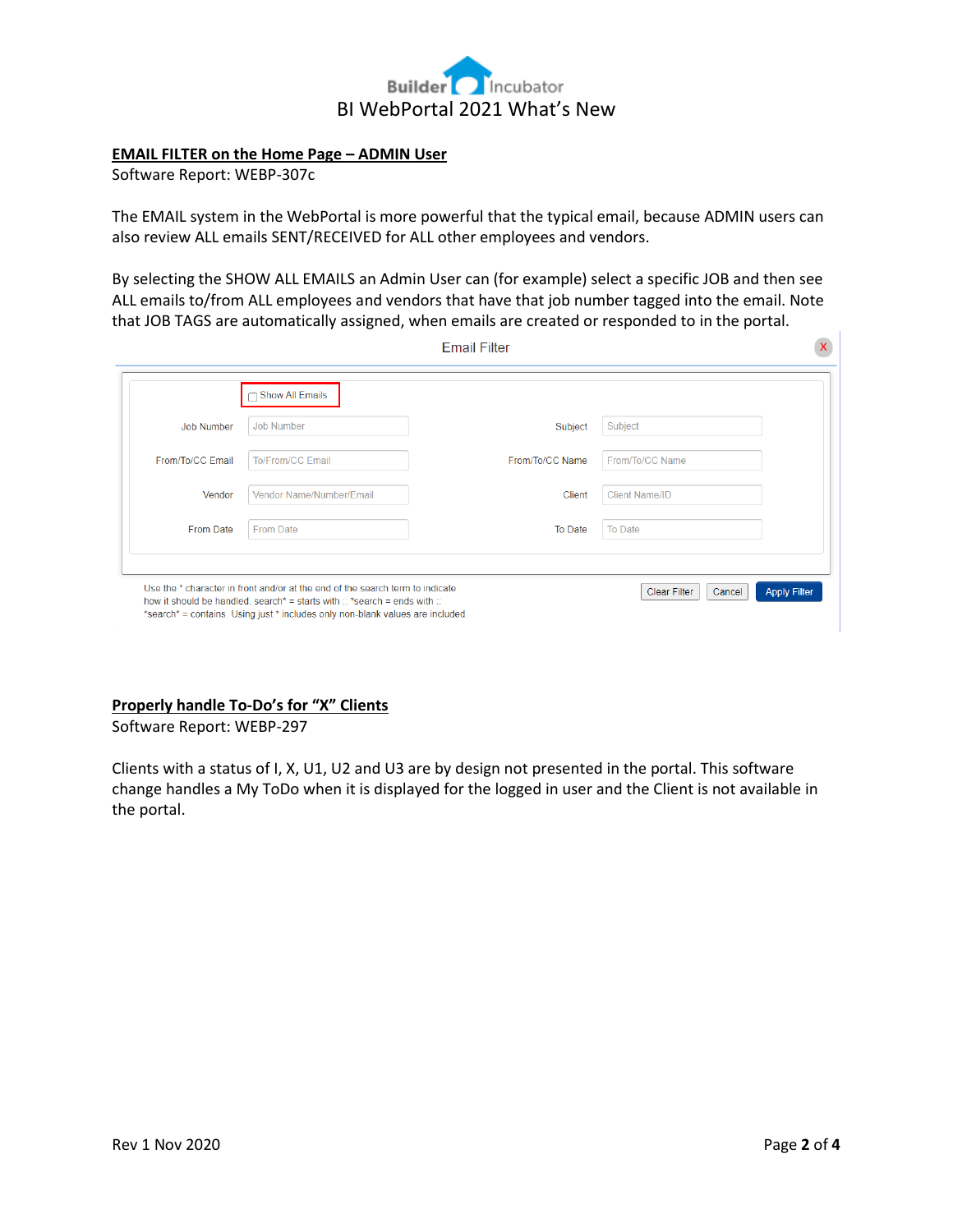## EMAIL FILTER on the Home Page – ADMIN User

Software Report: WEBP-307c

The EMAIL system in the WebPortal is more powerful that the typical email, because ADMIN users can also review ALL emails SENT/RECEIVED for ALL other employees and vendors.

By selecting the SHOW ALL EMAILS an Admin User can (for example) select a specific JOB and then see ALL emails to/from ALL employees and vendors that have that job number tagged into the email. Note that JOB TAGS are automatically assigned, when emails are created or responded to in the portal.

Email Filter

- [ ] Show All Emails

| | | | |
|---|---|---|---|
| Job Number | Job Number | Subject | Subject |
| From/To/CC Email | To/From/CC Email | From/To/CC Name | From/To/CC Name |
| Vendor | Vendor Name/Number/Email | Client | Client Name/ID |
| From Date | From Date | To Date | To Date |

Use the * character in front and/or at the end of the search term to indicate how it should be handled. search* = starts with :: *search = ends with :: *search* = contains. Using just * includes only non-blank values are included

Clear Filter | Cancel | Apply Filter

## Properly handle To-Do's for "X" Clients

Software Report: WEBP-297

Clients with a status of I, X, U1, U2 and U3 are by design not presented in the portal. This software change handles a My ToDo when it is displayed for the logged in user and the Client is not available in the portal.

Rev 1 Nov 2020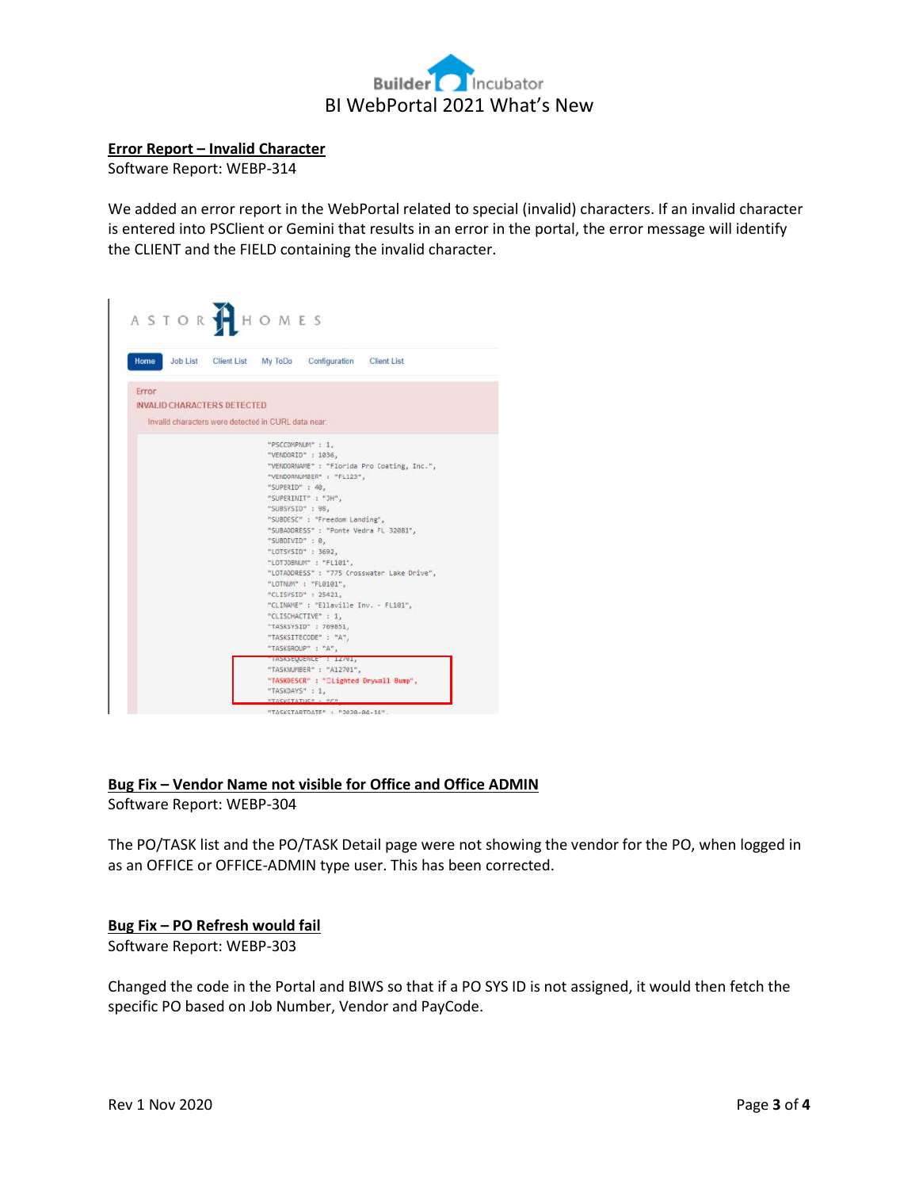## Error Report – Invalid Character

Software Report: WEBP-314

We added an error report in the WebPortal related to special (invalid) characters. If an invalid character is entered into PSClient or Gemini that results in an error in the portal, the error message will identify the CLIENT and the FIELD containing the invalid character.

ASTOR HOMES

Home | Job List | Client List | My ToDo | Configuration | Client List

Error
INVALID CHARACTERS DETECTED
Invalid characters were detected in CURL data near:

```
"PSCCOMPNUM" : 1,
"VENDORID" : 1036,
"VENDORNAME" : "Florida Pro Coating, Inc.",
"VENDORNUMBER" : "FL123",
"SUPERID" : 40,
"SUPERINIT" : "JH",
"SUBSYSID" : 98,
"SUBDESC" : "Freedom Landing",
"SUBADDRESS" : "Ponte Vedra FL 32081",
"SUBDIVID" : 0,
"LOTSYSID" : 3692,
"LOTJOBNUM" : "FL101",
"LOTADDRESS" : "775 Crosswater Lake Drive",
"LOTNUM" : "FL0101",
"CLISYSID" : 25421,
"CLINAME" : "Ellaville Inv. - FL101",
"CLISCHACTIVE" : 1,
"TASKSYSID" : 769851,
"TASKSITECODE" : "A",
"TASKGROUP" : "A",
"TASKSEQUENCE" : 12701,
"TASKNUMBER" : "A12701",
"TASKDESCR" : "□Lighted Drywall Bump",
"TASKDAYS" : 1,
"TASKSTATUS" : "C",
"TASKSTARTDATE" : "2020-04-14",
```

## Bug Fix – Vendor Name not visible for Office and Office ADMIN

Software Report: WEBP-304

The PO/TASK list and the PO/TASK Detail page were not showing the vendor for the PO, when logged in as an OFFICE or OFFICE-ADMIN type user. This has been corrected.

## Bug Fix – PO Refresh would fail

Software Report: WEBP-303

Changed the code in the Portal and BIWS so that if a PO SYS ID is not assigned, it would then fetch the specific PO based on Job Number, Vendor and PayCode.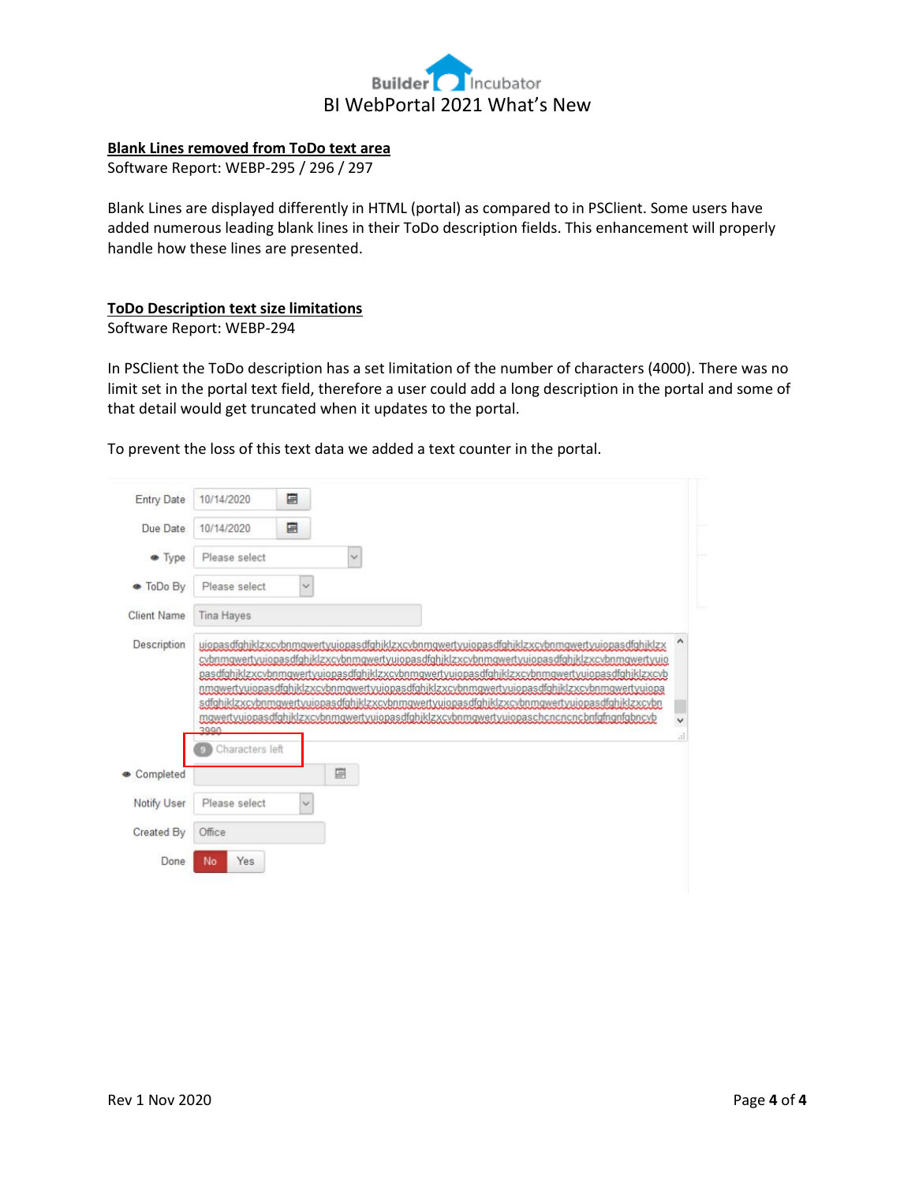## Blank Lines removed from ToDo text area

Software Report: WEBP-295 / 296 / 297

Blank Lines are displayed differently in HTML (portal) as compared to in PSClient. Some users have added numerous leading blank lines in their ToDo description fields. This enhancement will properly handle how these lines are presented.

## ToDo Description text size limitations

Software Report: WEBP-294

In PSClient the ToDo description has a set limitation of the number of characters (4000). There was no limit set in the portal text field, therefore a user could add a long description in the portal and some of that detail would get truncated when it updates to the portal.

To prevent the loss of this text data we added a text counter in the portal.

Entry Date 10/14/2020

Due Date 10/14/2020

Type Please select

ToDo By Please select

Client Name Tina Hayes

Description uiopasdfghjklzxcvbnmqwertyuiopasdfghjklzxcvbnmqwertyuiopasdfghjklzxcvbnmqwertyuiopasdfghjklzx cvbnmqwertyuiopasdfghjklzxcvbnmqwertyuiopasdfghjklzxcvbnmqwertyuiopasdfghjklzxcvbnmqwertyuio pasdfghjklzxcvbnmqwertyuiopasdfghjklzxcvbnmqwertyuiopasdfghjklzxcvbnmqwertyuiopasdfghjklzxcvb nmqwertyuiopasdfghjklzxcvbnmqwertyuiopasdfghjklzxcvbnmqwertyuiopasdfghjklzxcvbnmqwertyuiopa sdfghjklzxcvbnmqwertyuiopasdfghjklzxcvbnmqwertyuiopasdfghjklzxcvbnmqwertyuiopasdfghjklzxcvbn mqwertyuiopasdfghjklzxcvbnmqwertyuiopasdfghjklzxcvbnmqwertyuiopaschcncncncbnfgfngnfgbncvb 3990

9 Characters left

Completed

Notify User Please select

Created By Office

Done No Yes